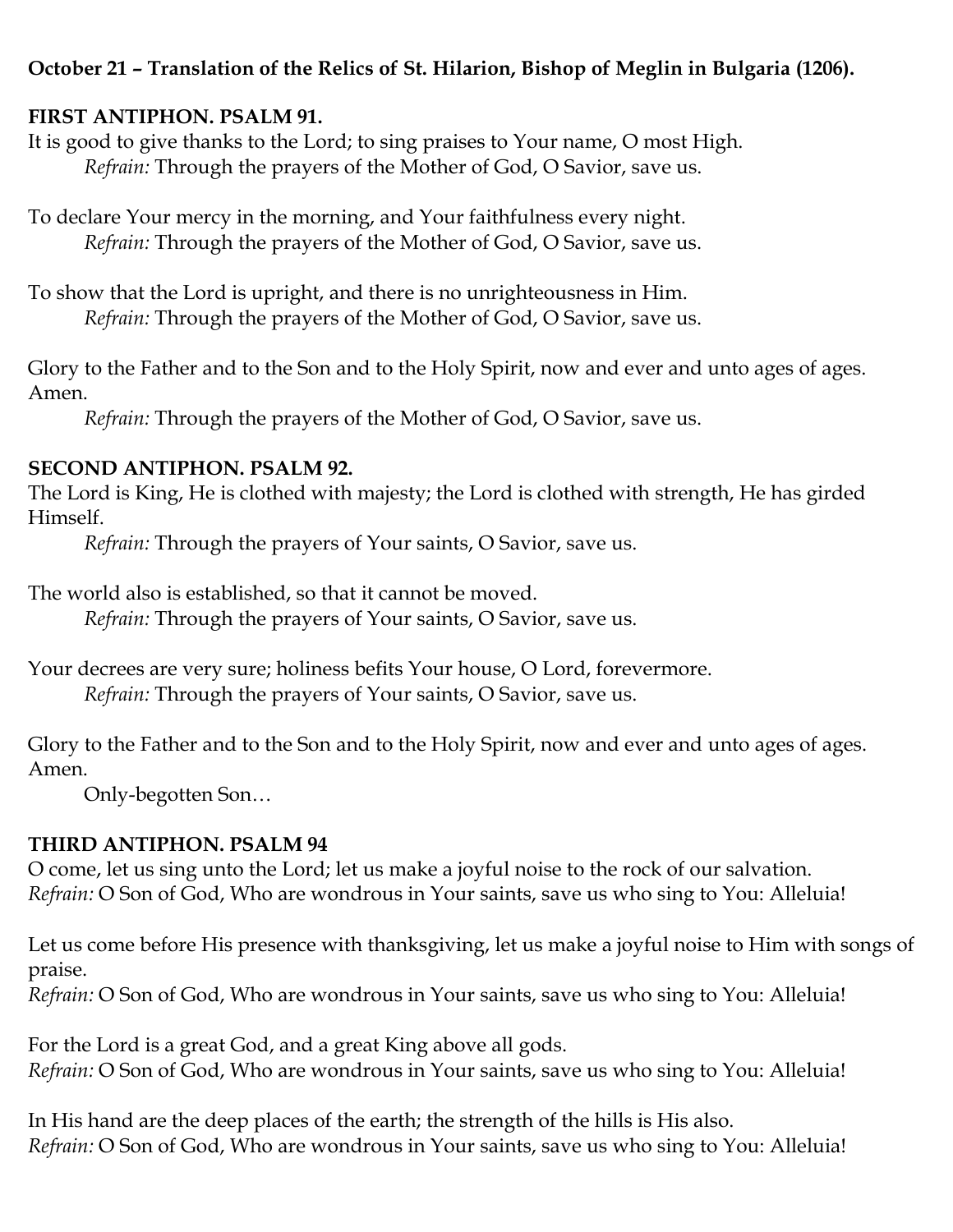**October 21 – Translation of the Relics of St. Hilarion, Bishop of Meglin in Bulgaria (1206).**

**FIRST ANTIPHON. PSALM 91.**

It is good to give thanks to the Lord; to sing praises to Your name, O most High.
*Refrain:* Through the prayers of the Mother of God, O Savior, save us.

To declare Your mercy in the morning, and Your faithfulness every night.
*Refrain:* Through the prayers of the Mother of God, O Savior, save us.

To show that the Lord is upright, and there is no unrighteousness in Him.
*Refrain:* Through the prayers of the Mother of God, O Savior, save us.

Glory to the Father and to the Son and to the Holy Spirit, now and ever and unto ages of ages. Amen.
*Refrain:* Through the prayers of the Mother of God, O Savior, save us.

**SECOND ANTIPHON. PSALM 92.**

The Lord is King, He is clothed with majesty; the Lord is clothed with strength, He has girded Himself.
*Refrain:* Through the prayers of Your saints, O Savior, save us.

The world also is established, so that it cannot be moved.
*Refrain:* Through the prayers of Your saints, O Savior, save us.

Your decrees are very sure; holiness befits Your house, O Lord, forevermore.
*Refrain:* Through the prayers of Your saints, O Savior, save us.

Glory to the Father and to the Son and to the Holy Spirit, now and ever and unto ages of ages. Amen.
Only-begotten Son…

**THIRD ANTIPHON. PSALM 94**

O come, let us sing unto the Lord; let us make a joyful noise to the rock of our salvation.
*Refrain:* O Son of God, Who are wondrous in Your saints, save us who sing to You: Alleluia!

Let us come before His presence with thanksgiving, let us make a joyful noise to Him with songs of praise.
*Refrain:* O Son of God, Who are wondrous in Your saints, save us who sing to You: Alleluia!

For the Lord is a great God, and a great King above all gods.
*Refrain:* O Son of God, Who are wondrous in Your saints, save us who sing to You: Alleluia!

In His hand are the deep places of the earth; the strength of the hills is His also.
*Refrain:* O Son of God, Who are wondrous in Your saints, save us who sing to You: Alleluia!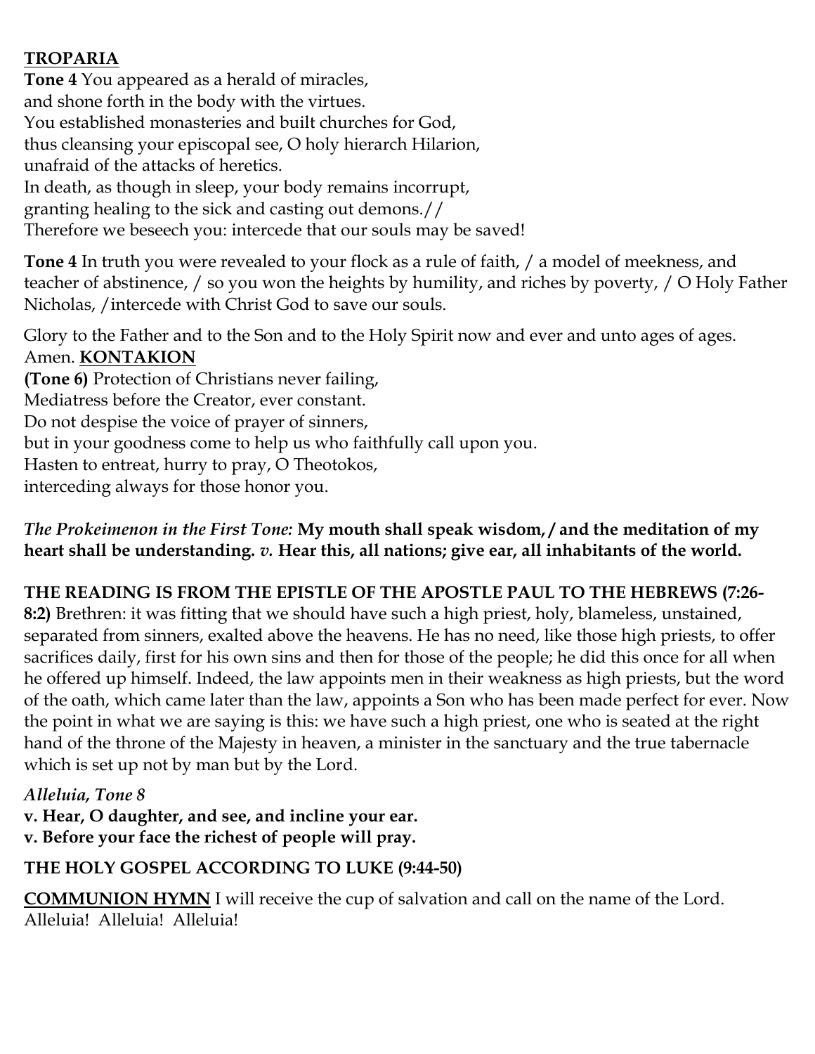**TROPARIA**

**Tone 4** You appeared as a herald of miracles,
and shone forth in the body with the virtues.
You established monasteries and built churches for God,
thus cleansing your episcopal see, O holy hierarch Hilarion,
unafraid of the attacks of heretics.
In death, as though in sleep, your body remains incorrupt,
granting healing to the sick and casting out demons.//
Therefore we beseech you: intercede that our souls may be saved!

**Tone 4** In truth you were revealed to your flock as a rule of faith, / a model of meekness, and teacher of abstinence, / so you won the heights by humility, and riches by poverty, / O Holy Father Nicholas, /intercede with Christ God to save our souls.

Glory to the Father and to the Son and to the Holy Spirit now and ever and unto ages of ages. Amen. **KONTAKION**

**(Tone 6)** Protection of Christians never failing,
Mediatress before the Creator, ever constant.
Do not despise the voice of prayer of sinners,
but in your goodness come to help us who faithfully call upon you.
Hasten to entreat, hurry to pray, O Theotokos,
interceding always for those honor you.

*The Prokeimenon in the First Tone:* **My mouth shall speak wisdom, / and the meditation of my heart shall be understanding.** ***v.*** **Hear this, all nations; give ear, all inhabitants of the world.**

**THE READING IS FROM THE EPISTLE OF THE APOSTLE PAUL TO THE HEBREWS (7:26-8:2)** Brethren: it was fitting that we should have such a high priest, holy, blameless, unstained, separated from sinners, exalted above the heavens. He has no need, like those high priests, to offer sacrifices daily, first for his own sins and then for those of the people; he did this once for all when he offered up himself. Indeed, the law appoints men in their weakness as high priests, but the word of the oath, which came later than the law, appoints a Son who has been made perfect for ever. Now the point in what we are saying is this: we have such a high priest, one who is seated at the right hand of the throne of the Majesty in heaven, a minister in the sanctuary and the true tabernacle which is set up not by man but by the Lord.

***Alleluia, Tone 8***

**v. Hear, O daughter, and see, and incline your ear.**
**v. Before your face the richest of people will pray.**

**THE HOLY GOSPEL ACCORDING TO LUKE (9:44-50)**

**COMMUNION HYMN** I will receive the cup of salvation and call on the name of the Lord. Alleluia! Alleluia! Alleluia!